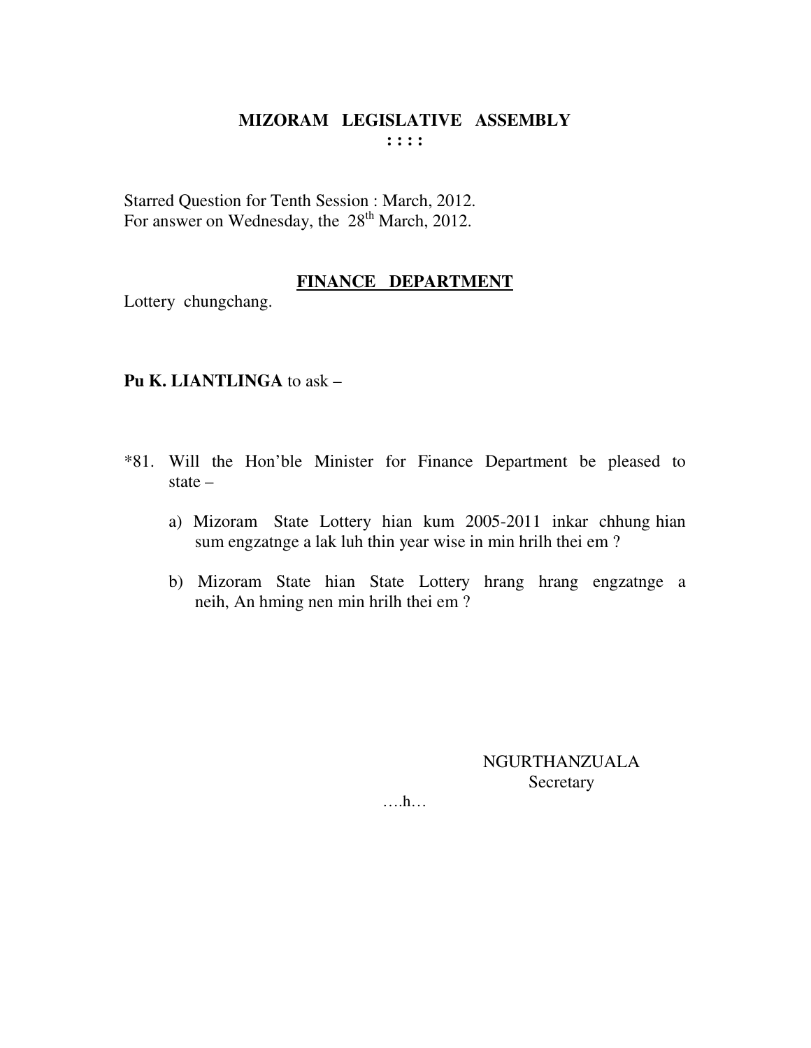# MIZORAM LEGISLATIVE ASSEMBLY

: : : :

Starred Question for Tenth Session : March, 2012.
For answer on Wednesday, the 28th March, 2012.

## FINANCE DEPARTMENT

Lottery chungchang.

**Pu K. LIANTLINGA** to ask –

*81. Will the Hon'ble Minister for Finance Department be pleased to state –

a) Mizoram State Lottery hian kum 2005-2011 inkar chhung hian sum engzatnge a lak luh thin year wise in min hrilh thei em ?

b) Mizoram State hian State Lottery hrang hrang engzatnge a neih, An hming nen min hrilh thei em ?

NGURTHANZUALA
Secretary

….h…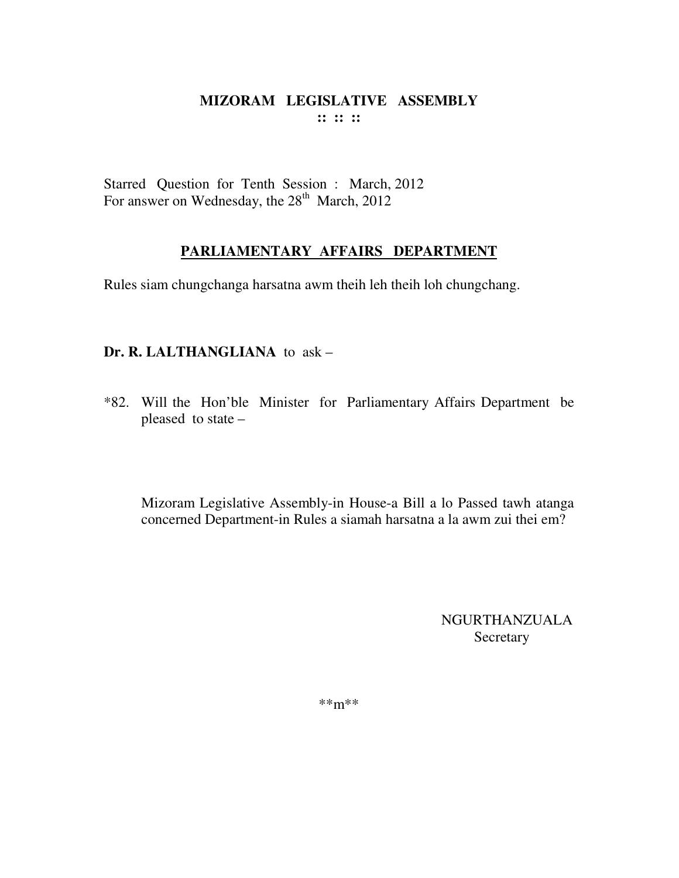# MIZORAM LEGISLATIVE ASSEMBLY

**:: :: ::**

Starred Question for Tenth Session : March, 2012
For answer on Wednesday, the 28th March, 2012

## PARLIAMENTARY AFFAIRS DEPARTMENT

Rules siam chungchanga harsatna awm theih leh theih loh chungchang.

**Dr. R. LALTHANGLIANA** to ask –

*82. Will the Hon'ble Minister for Parliamentary Affairs Department be pleased to state –

Mizoram Legislative Assembly-in House-a Bill a lo Passed tawh atanga concerned Department-in Rules a siamah harsatna a la awm zui thei em?

NGURTHANZUALA
Secretary

**m**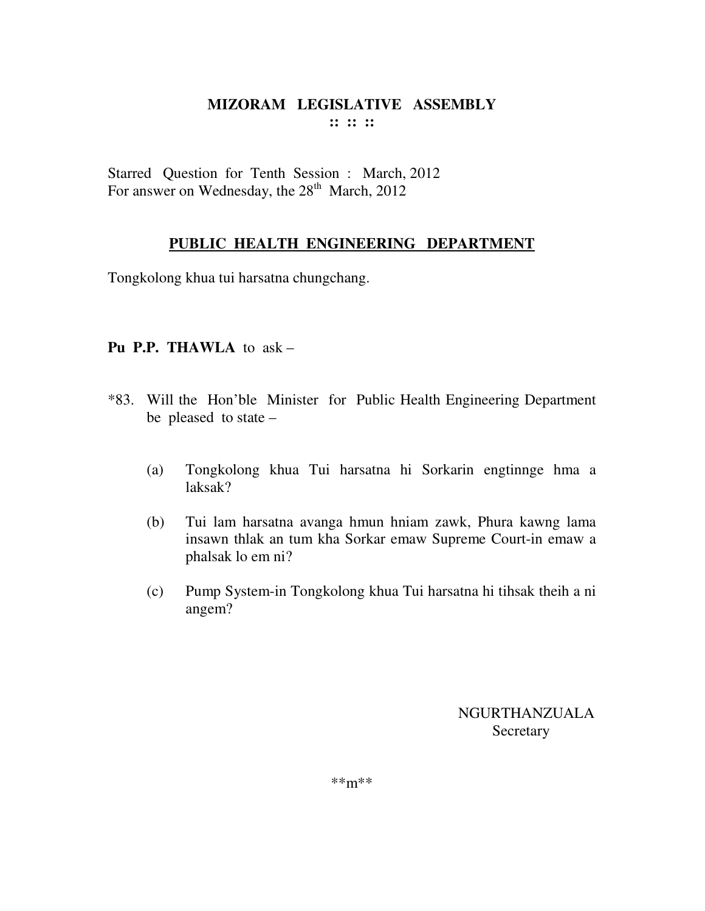# MIZORAM LEGISLATIVE ASSEMBLY
**:: :: ::**

Starred Question for Tenth Session : March, 2012
For answer on Wednesday, the 28th March, 2012

## PUBLIC HEALTH ENGINEERING DEPARTMENT

Tongkolong khua tui harsatna chungchang.

**Pu P.P. THAWLA** to ask –

*83. Will the Hon'ble Minister for Public Health Engineering Department be pleased to state –

(a) Tongkolong khua Tui harsatna hi Sorkarin engtinnge hma a laksak?

(b) Tui lam harsatna avanga hmun hniam zawk, Phura kawng lama insawn thlak an tum kha Sorkar emaw Supreme Court-in emaw a phalsak lo em ni?

(c) Pump System-in Tongkolong khua Tui harsatna hi tihsak theih a ni angem?

NGURTHANZUALA
Secretary

**m**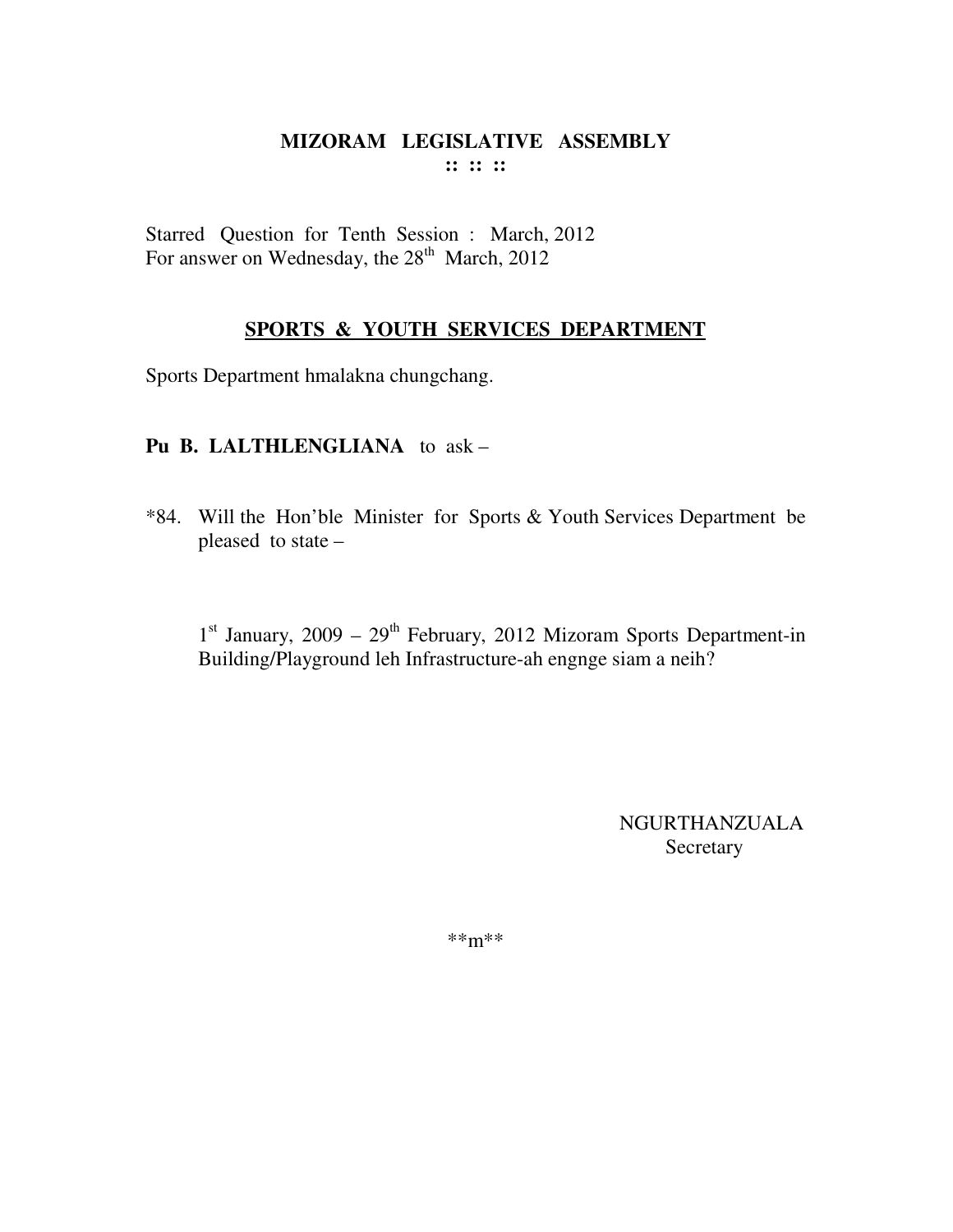# MIZORAM LEGISLATIVE ASSEMBLY

**:: :: ::**

Starred Question for Tenth Session : March, 2012
For answer on Wednesday, the 28th March, 2012

## SPORTS & YOUTH SERVICES DEPARTMENT

Sports Department hmalakna chungchang.

**Pu B. LALTHLENGLIANA** to ask –

*84. Will the Hon'ble Minister for Sports & Youth Services Department be pleased to state –

1st January, 2009 – 29th February, 2012 Mizoram Sports Department-in Building/Playground leh Infrastructure-ah engnge siam a neih?

NGURTHANZUALA
Secretary

**m**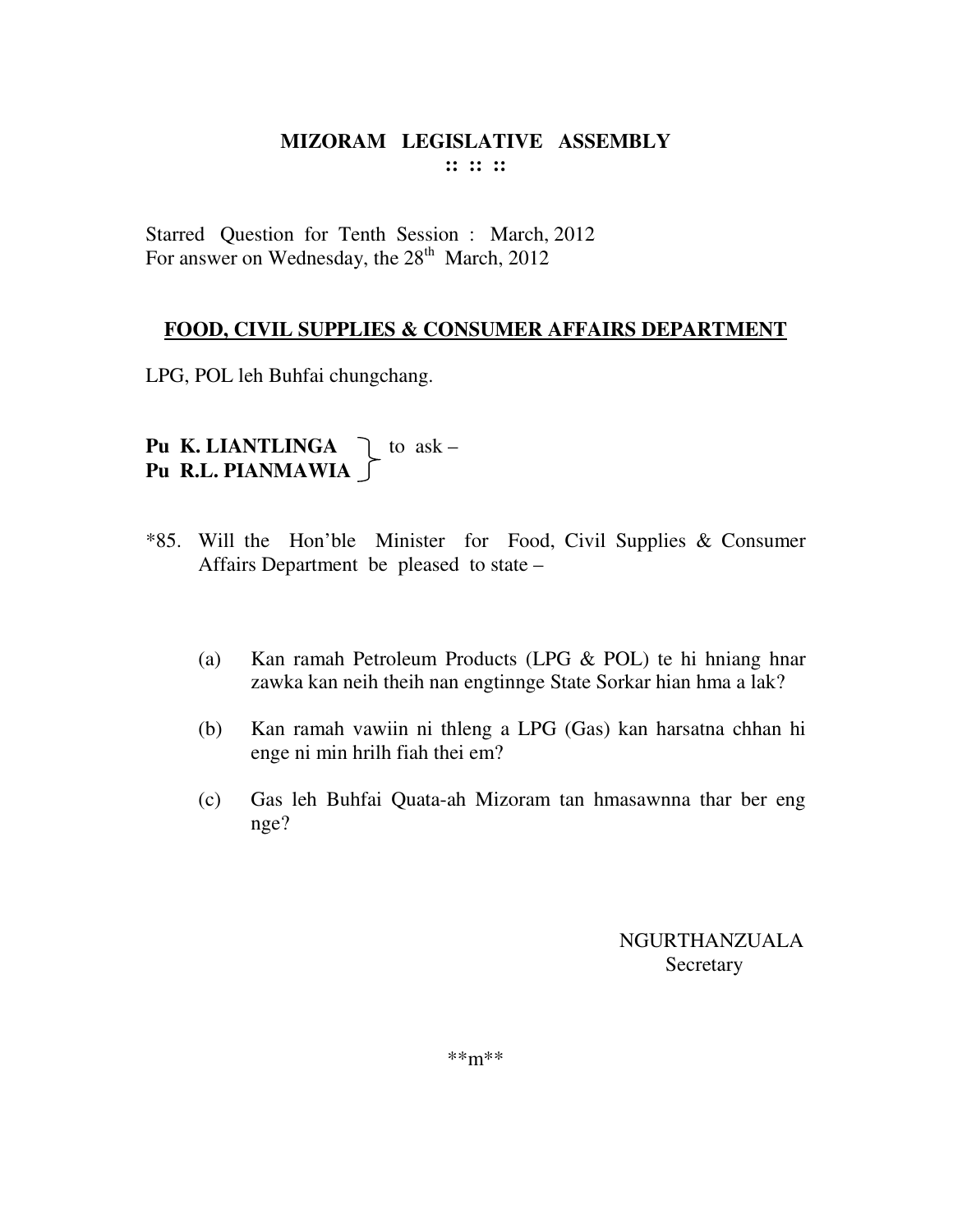**MIZORAM LEGISLATIVE ASSEMBLY**
**:: :: ::**

Starred Question for Tenth Session : March, 2012
For answer on Wednesday, the 28th March, 2012

**FOOD, CIVIL SUPPLIES & CONSUMER AFFAIRS DEPARTMENT**

LPG, POL leh Buhfai chungchang.

**Pu K. LIANTLINGA**
**Pu R.L. PIANMAWIA** } to ask –

*85. Will the Hon'ble Minister for Food, Civil Supplies & Consumer Affairs Department be pleased to state –

(a) Kan ramah Petroleum Products (LPG & POL) te hi hniang hnar zawka kan neih theih nan engtinnge State Sorkar hian hma a lak?

(b) Kan ramah vawiin ni thleng a LPG (Gas) kan harsatna chhan hi enge ni min hrilh fiah thei em?

(c) Gas leh Buhfai Quata-ah Mizoram tan hmasawnna thar ber eng nge?

NGURTHANZUALA
Secretary

**m**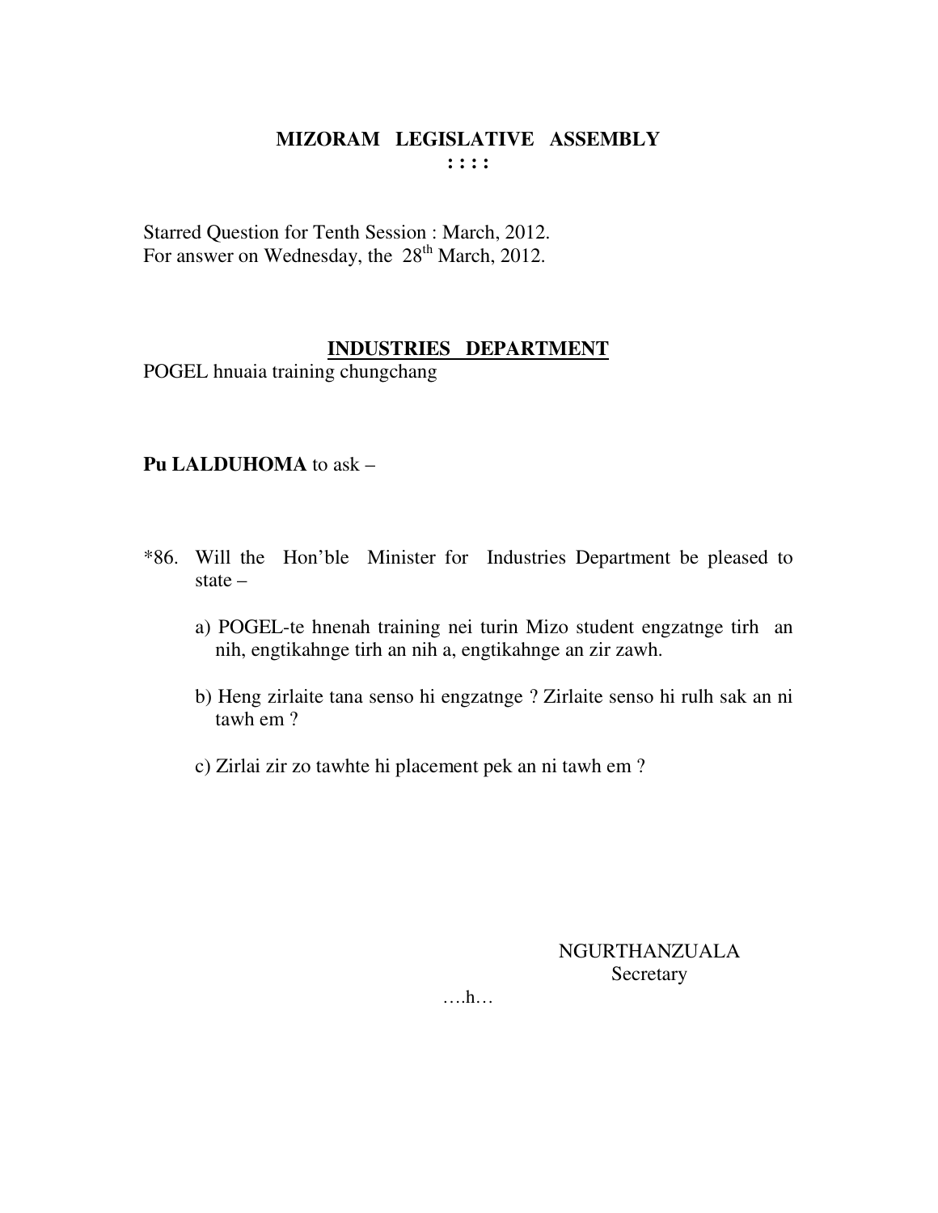# MIZORAM LEGISLATIVE ASSEMBLY

**: : : :**

Starred Question for Tenth Session : March, 2012.
For answer on Wednesday, the 28th March, 2012.

## INDUSTRIES DEPARTMENT

POGEL hnuaia training chungchang

**Pu LALDUHOMA** to ask –

*86. Will the Hon'ble Minister for Industries Department be pleased to state –

a) POGEL-te hnenah training nei turin Mizo student engzatnge tirh an nih, engtikahnge tirh an nih a, engtikahnge an zir zawh.

b) Heng zirlaite tana senso hi engzatnge ? Zirlaite senso hi rulh sak an ni tawh em ?

c) Zirlai zir zo tawhte hi placement pek an ni tawh em ?

NGURTHANZUALA
Secretary

….h…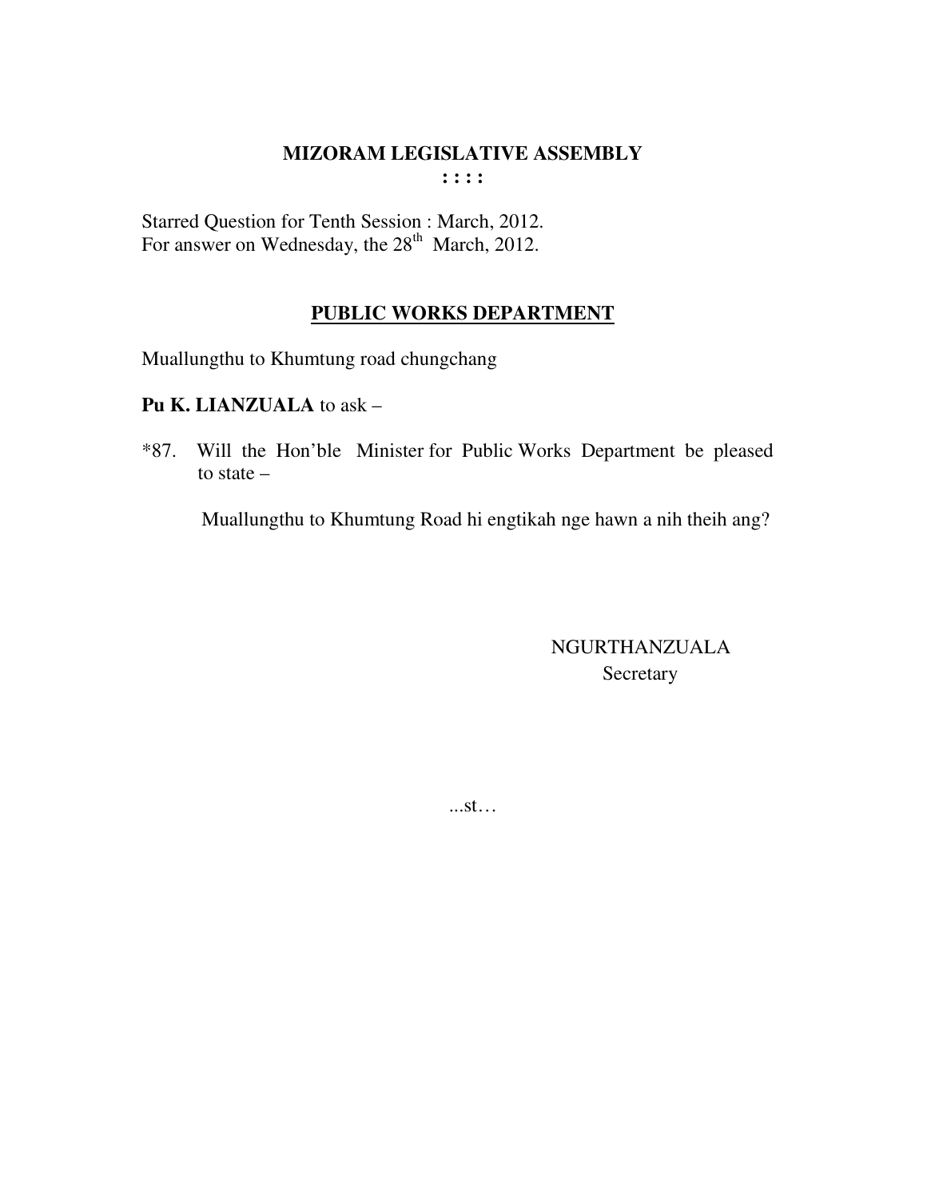# MIZORAM LEGISLATIVE ASSEMBLY

**: : : :**

Starred Question for Tenth Session : March, 2012.
For answer on Wednesday, the 28th March, 2012.

## PUBLIC WORKS DEPARTMENT

Muallungthu to Khumtung road chungchang

**Pu K. LIANZUALA** to ask –

*87. Will the Hon'ble Minister for Public Works Department be pleased to state –

Muallungthu to Khumtung Road hi engtikah nge hawn a nih theih ang?

NGURTHANZUALA
Secretary

...st…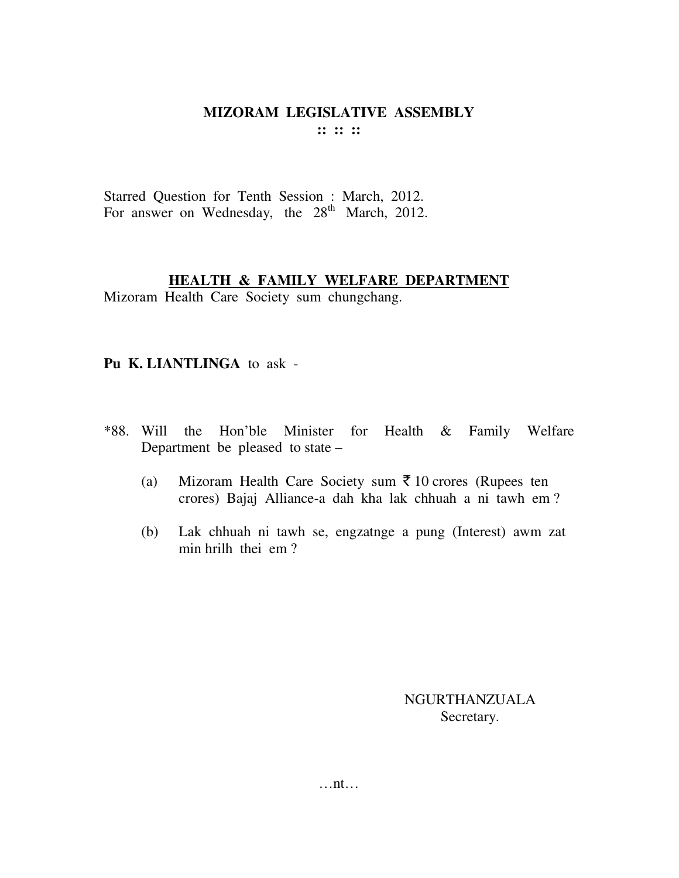# MIZORAM LEGISLATIVE ASSEMBLY

:: :: ::

Starred Question for Tenth Session : March, 2012.
For answer on Wednesday, the 28th March, 2012.

## HEALTH & FAMILY WELFARE DEPARTMENT

Mizoram Health Care Society sum chungchang.

**Pu K. LIANTLINGA** to ask -

*88. Will the Hon'ble Minister for Health & Family Welfare Department be pleased to state –

(a) Mizoram Health Care Society sum ₹ 10 crores (Rupees ten crores) Bajaj Alliance-a dah kha lak chhuah a ni tawh em ?

(b) Lak chhuah ni tawh se, engzatnge a pung (Interest) awm zat min hrilh thei em ?

NGURTHANZUALA
Secretary.

…nt…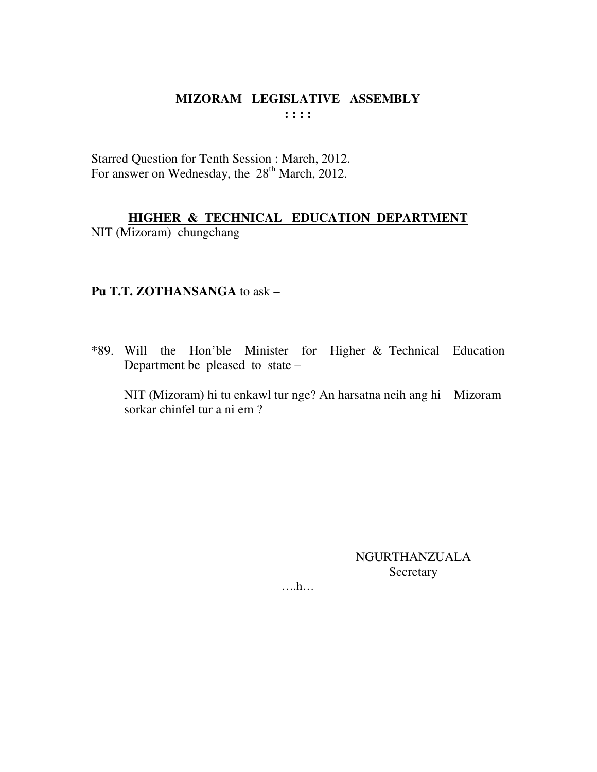# MIZORAM LEGISLATIVE ASSEMBLY

**: : : :**

Starred Question for Tenth Session : March, 2012.
For answer on Wednesday, the 28th March, 2012.

## HIGHER & TECHNICAL EDUCATION DEPARTMENT

NIT (Mizoram) chungchang

**Pu T.T. ZOTHANSANGA** to ask –

*89. Will the Hon'ble Minister for Higher & Technical Education Department be pleased to state –

NIT (Mizoram) hi tu enkawl tur nge? An harsatna neih ang hi Mizoram sorkar chinfel tur a ni em ?

NGURTHANZUALA
Secretary

….h…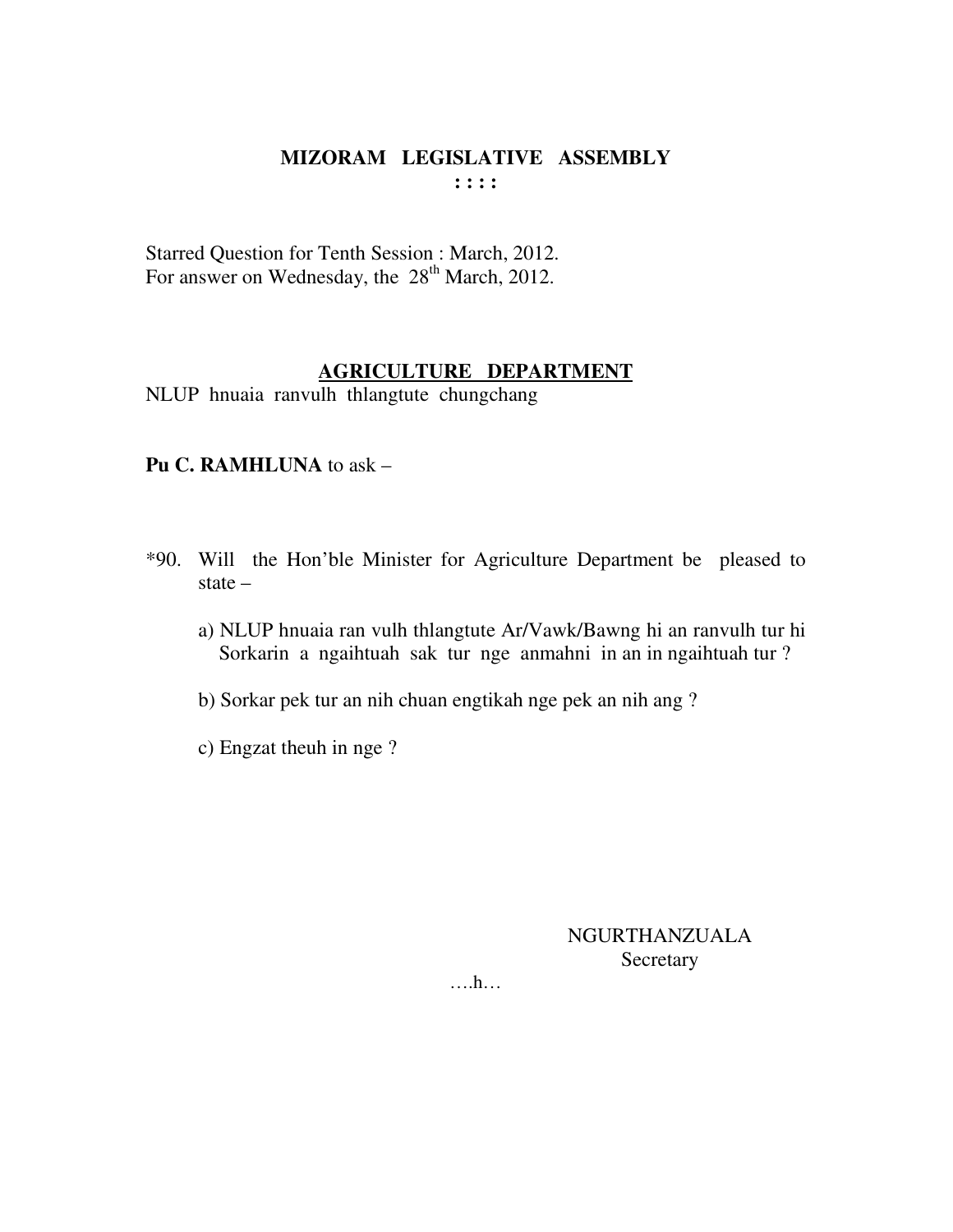# MIZORAM LEGISLATIVE ASSEMBLY

**: : : :**

Starred Question for Tenth Session : March, 2012.
For answer on Wednesday, the 28th March, 2012.

## AGRICULTURE DEPARTMENT

NLUP hnuaia ranvulh thlangtute chungchang

**Pu C. RAMHLUNA** to ask –

*90. Will the Hon'ble Minister for Agriculture Department be pleased to state –

a) NLUP hnuaia ran vulh thlangtute Ar/Vawk/Bawng hi an ranvulh tur hi Sorkarin a ngaihtuah sak tur nge anmahni in an in ngaihtuah tur ?

b) Sorkar pek tur an nih chuan engtikah nge pek an nih ang ?

c) Engzat theuh in nge ?

NGURTHANZUALA
Secretary

….h…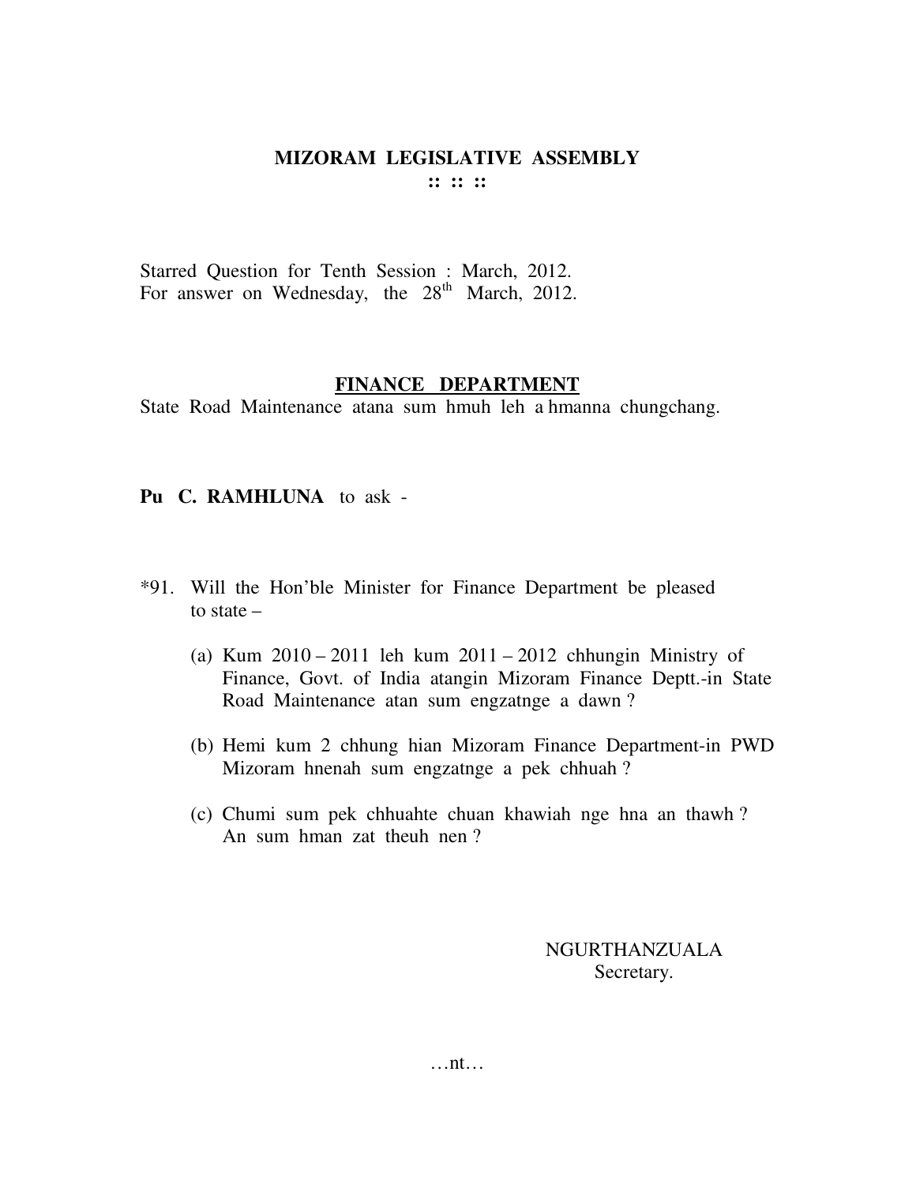# MIZORAM LEGISLATIVE ASSEMBLY

:: :: ::

Starred Question for Tenth Session : March, 2012.
For answer on Wednesday, the 28th March, 2012.

## FINANCE DEPARTMENT

State Road Maintenance atana sum hmuh leh a hmanna chungchang.

**Pu C. RAMHLUNA** to ask -

*91. Will the Hon'ble Minister for Finance Department be pleased to state –

(a) Kum 2010 – 2011 leh kum 2011 – 2012 chhungin Ministry of Finance, Govt. of India atangin Mizoram Finance Deptt.-in State Road Maintenance atan sum engzatnge a dawn ?

(b) Hemi kum 2 chhung hian Mizoram Finance Department-in PWD Mizoram hnenah sum engzatnge a pek chhuah ?

(c) Chumi sum pek chhuahte chuan khawiah nge hna an thawh ? An sum hman zat theuh nen ?

NGURTHANZUALA
Secretary.

…nt…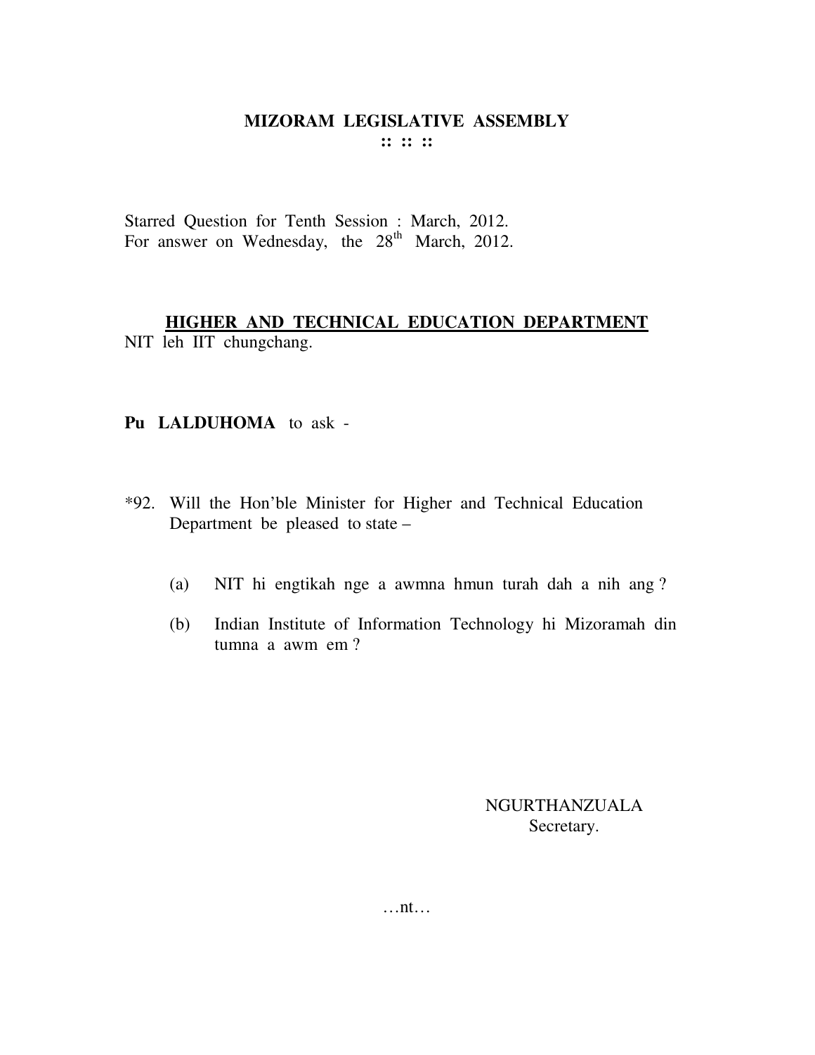# MIZORAM LEGISLATIVE ASSEMBLY

:: :: ::

Starred Question for Tenth Session : March, 2012.
For answer on Wednesday, the 28th March, 2012.

## HIGHER AND TECHNICAL EDUCATION DEPARTMENT

NIT leh IIT chungchang.

**Pu LALDUHOMA** to ask -

*92. Will the Hon'ble Minister for Higher and Technical Education Department be pleased to state –

(a) NIT hi engtikah nge a awmna hmun turah dah a nih ang ?

(b) Indian Institute of Information Technology hi Mizoramah din tumna a awm em ?

NGURTHANZUALA
Secretary.

…nt…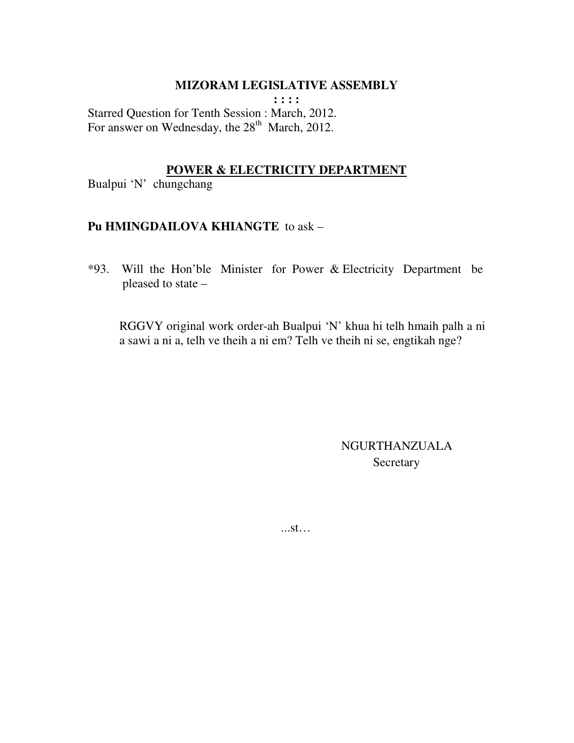# MIZORAM LEGISLATIVE ASSEMBLY

**: : : :**

Starred Question for Tenth Session : March, 2012.
For answer on Wednesday, the 28th March, 2012.

## POWER & ELECTRICITY DEPARTMENT

Bualpui 'N' chungchang

**Pu HMINGDAILOVA KHIANGTE** to ask –

*93. Will the Hon'ble Minister for Power & Electricity Department be pleased to state –

RGGVY original work order-ah Bualpui 'N' khua hi telh hmaih palh a ni a sawi a ni a, telh ve theih a ni em? Telh ve theih ni se, engtikah nge?

NGURTHANZUALA
Secretary

...st…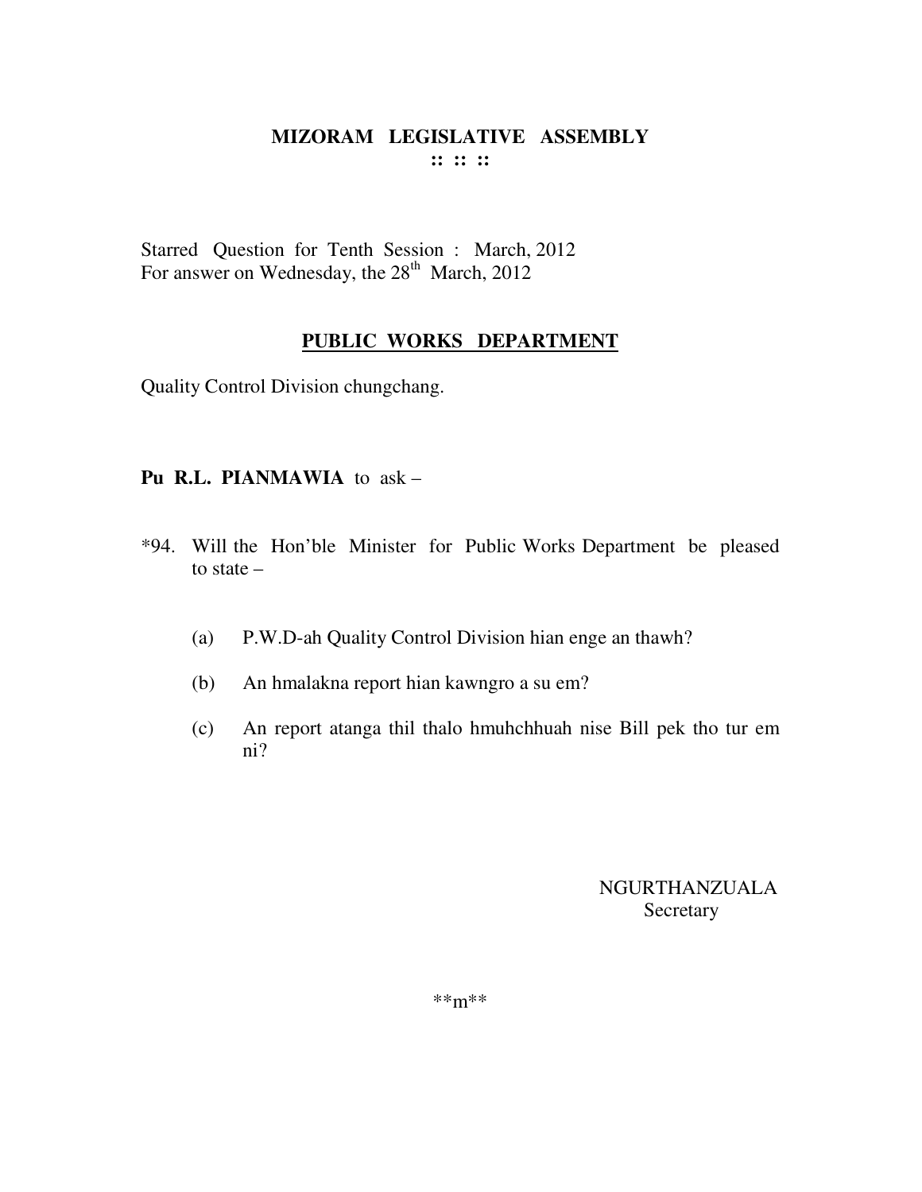# MIZORAM LEGISLATIVE ASSEMBLY

:: :: ::

Starred Question for Tenth Session : March, 2012
For answer on Wednesday, the 28th March, 2012

## PUBLIC WORKS DEPARTMENT

Quality Control Division chungchang.

**Pu R.L. PIANMAWIA** to ask –

*94. Will the Hon'ble Minister for Public Works Department be pleased to state –

(a) P.W.D-ah Quality Control Division hian enge an thawh?

(b) An hmalakna report hian kawngro a su em?

(c) An report atanga thil thalo hmuhchhuah nise Bill pek tho tur em ni?

NGURTHANZUALA
Secretary

**m**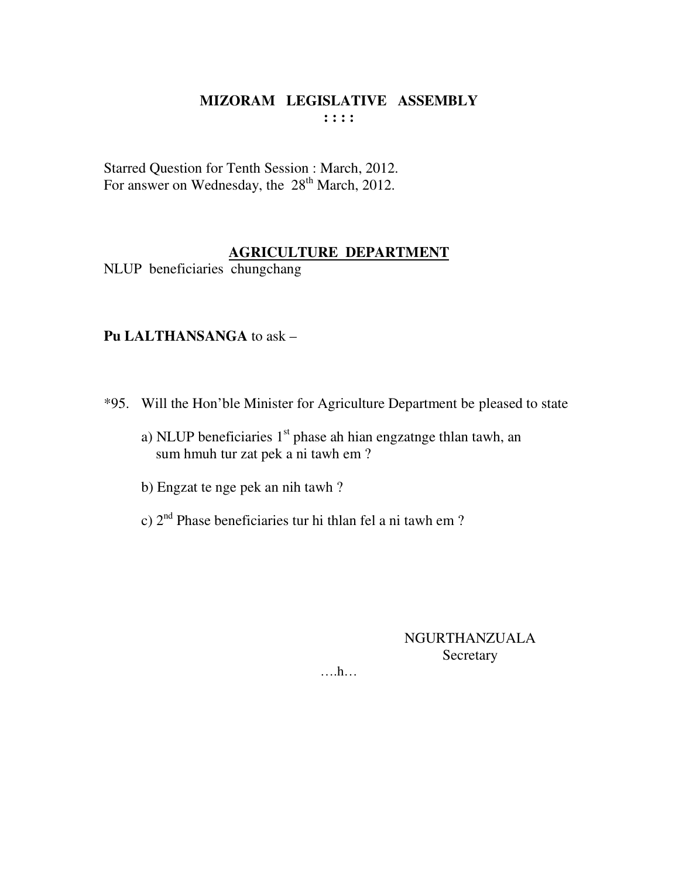# MIZORAM LEGISLATIVE ASSEMBLY

**: : : :**

Starred Question for Tenth Session : March, 2012.
For answer on Wednesday, the 28th March, 2012.

## AGRICULTURE DEPARTMENT

NLUP beneficiaries chungchang

**Pu LALTHANSANGA** to ask –

*95. Will the Hon'ble Minister for Agriculture Department be pleased to state

a) NLUP beneficiaries 1st phase ah hian engzatnge thlan tawh, an sum hmuh tur zat pek a ni tawh em ?

b) Engzat te nge pek an nih tawh ?

c) 2nd Phase beneficiaries tur hi thlan fel a ni tawh em ?

NGURTHANZUALA
Secretary

….h…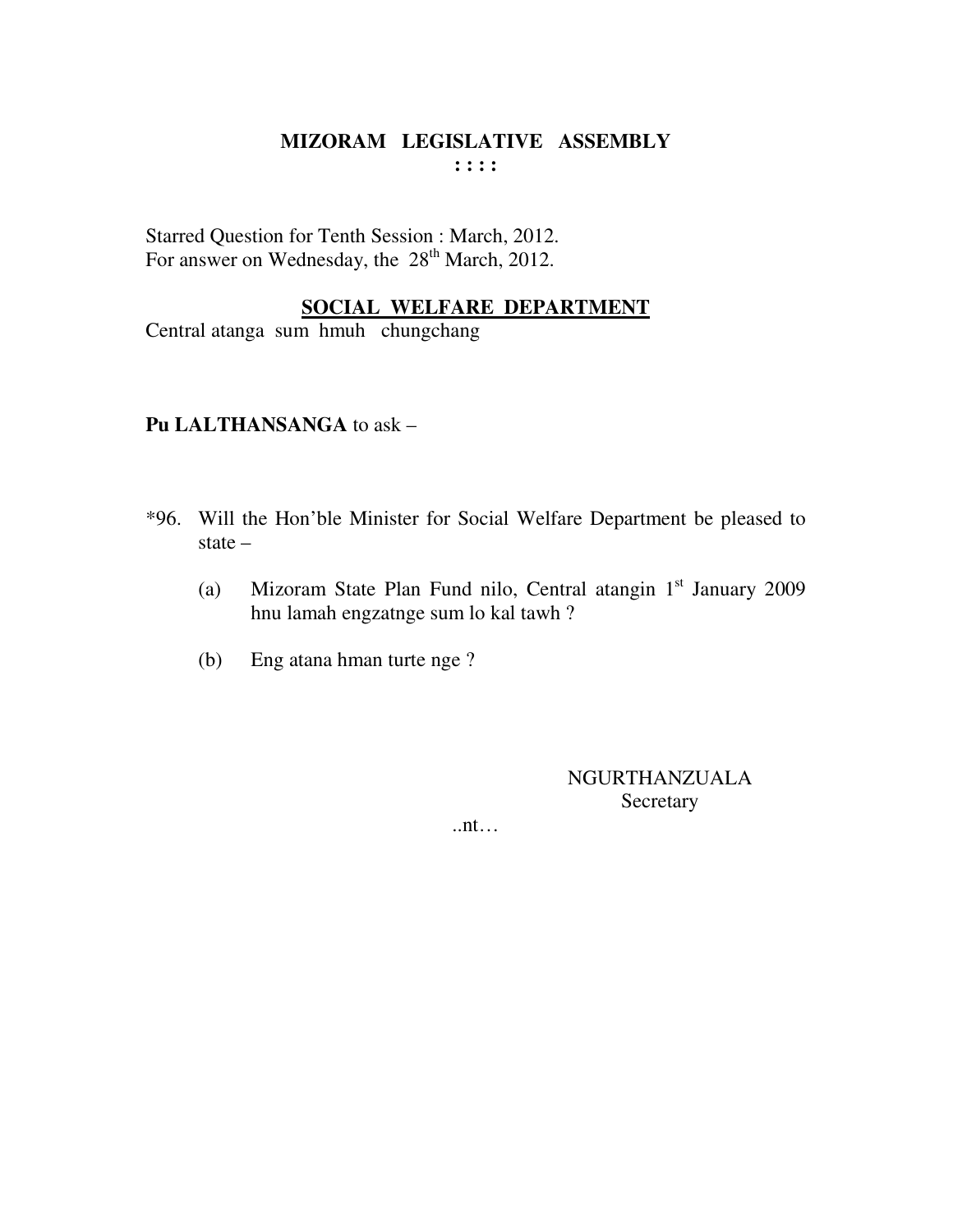# MIZORAM LEGISLATIVE ASSEMBLY

**: : : :**

Starred Question for Tenth Session : March, 2012.
For answer on Wednesday, the 28th March, 2012.

## SOCIAL WELFARE DEPARTMENT

Central atanga sum hmuh chungchang

**Pu LALTHANSANGA** to ask –

*96. Will the Hon'ble Minister for Social Welfare Department be pleased to state –

(a) Mizoram State Plan Fund nilo, Central atangin 1st January 2009 hnu lamah engzatnge sum lo kal tawh ?

(b) Eng atana hman turte nge ?

NGURTHANZUALA
Secretary

..nt…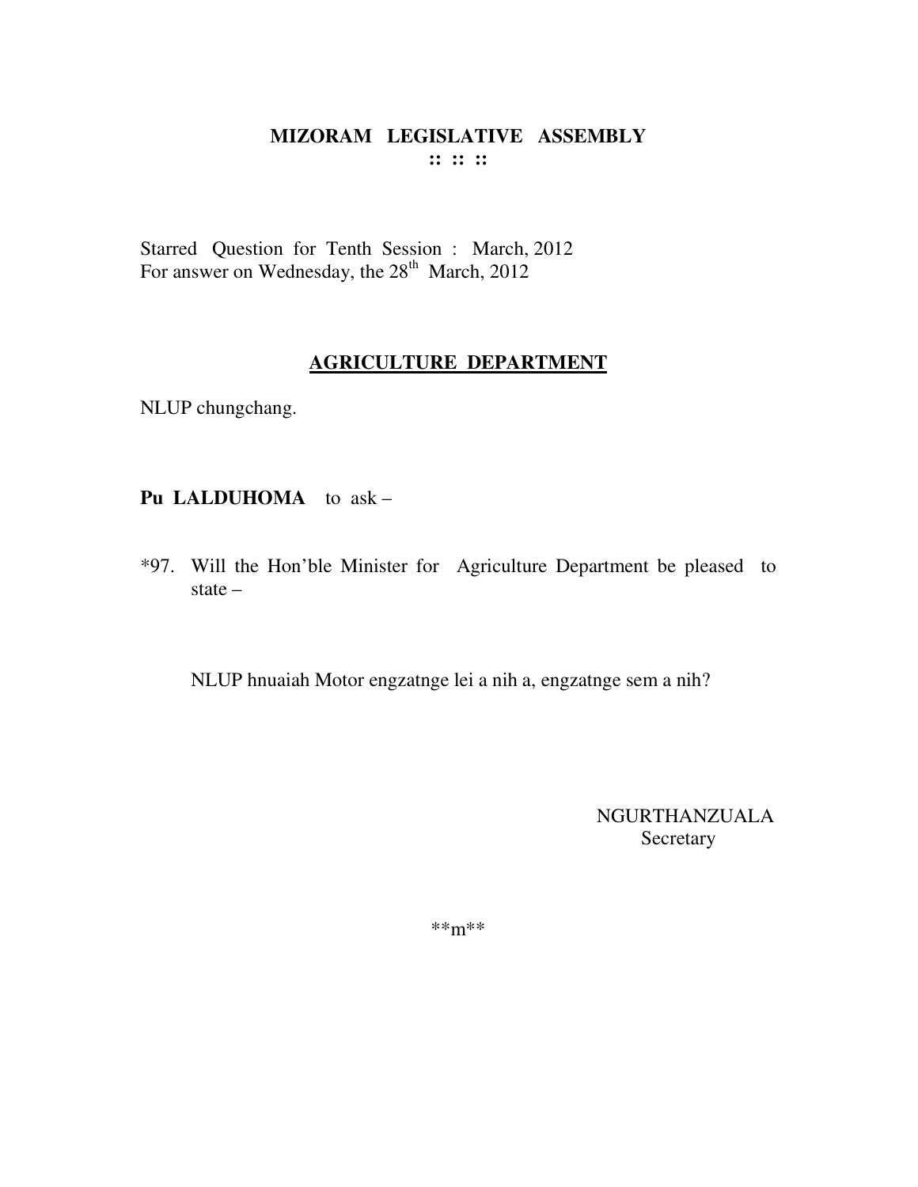**MIZORAM LEGISLATIVE ASSEMBLY**
**:: :: ::**

Starred Question for Tenth Session : March, 2012
For answer on Wednesday, the 28th March, 2012

## AGRICULTURE DEPARTMENT

NLUP chungchang.

**Pu LALDUHOMA** to ask –

*97. Will the Hon'ble Minister for Agriculture Department be pleased to state –

NLUP hnuaiah Motor engzatnge lei a nih a, engzatnge sem a nih?

NGURTHANZUALA
Secretary

**m**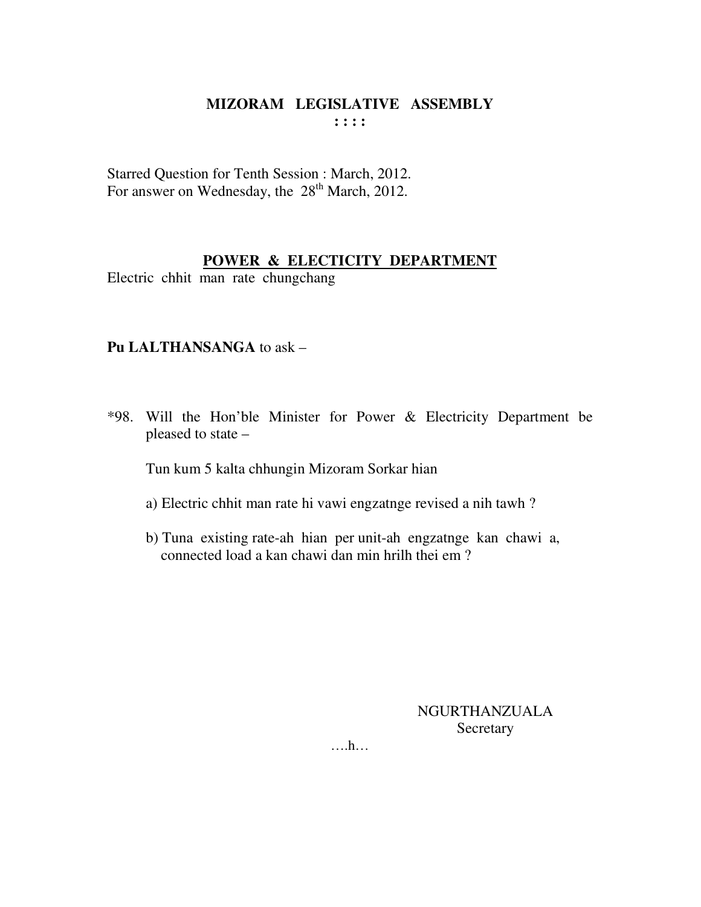# MIZORAM LEGISLATIVE ASSEMBLY

**: : : :**

Starred Question for Tenth Session : March, 2012.
For answer on Wednesday, the 28th March, 2012.

## POWER & ELECTICITY DEPARTMENT

Electric chhit man rate chungchang

**Pu LALTHANSANGA** to ask –

*98. Will the Hon'ble Minister for Power & Electricity Department be pleased to state –

Tun kum 5 kalta chhungin Mizoram Sorkar hian

a) Electric chhit man rate hi vawi engzatnge revised a nih tawh ?

b) Tuna existing rate-ah hian per unit-ah engzatnge kan chawi a, connected load a kan chawi dan min hrilh thei em ?

NGURTHANZUALA
Secretary

….h…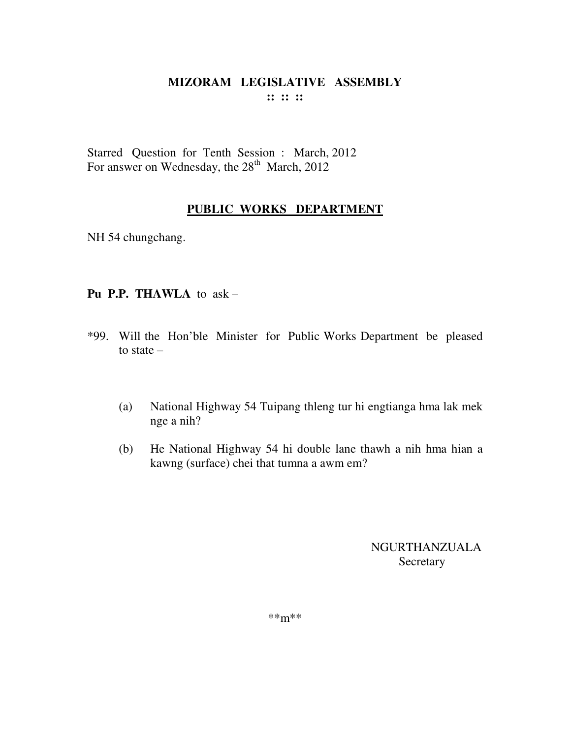# MIZORAM LEGISLATIVE ASSEMBLY

:: :: ::

Starred Question for Tenth Session : March, 2012
For answer on Wednesday, the 28th March, 2012

## PUBLIC WORKS DEPARTMENT

NH 54 chungchang.

**Pu P.P. THAWLA** to ask –

*99. Will the Hon'ble Minister for Public Works Department be pleased to state –

(a) National Highway 54 Tuipang thleng tur hi engtianga hma lak mek nge a nih?

(b) He National Highway 54 hi double lane thawh a nih hma hian a kawng (surface) chei that tumna a awm em?

NGURTHANZUALA
Secretary

**m**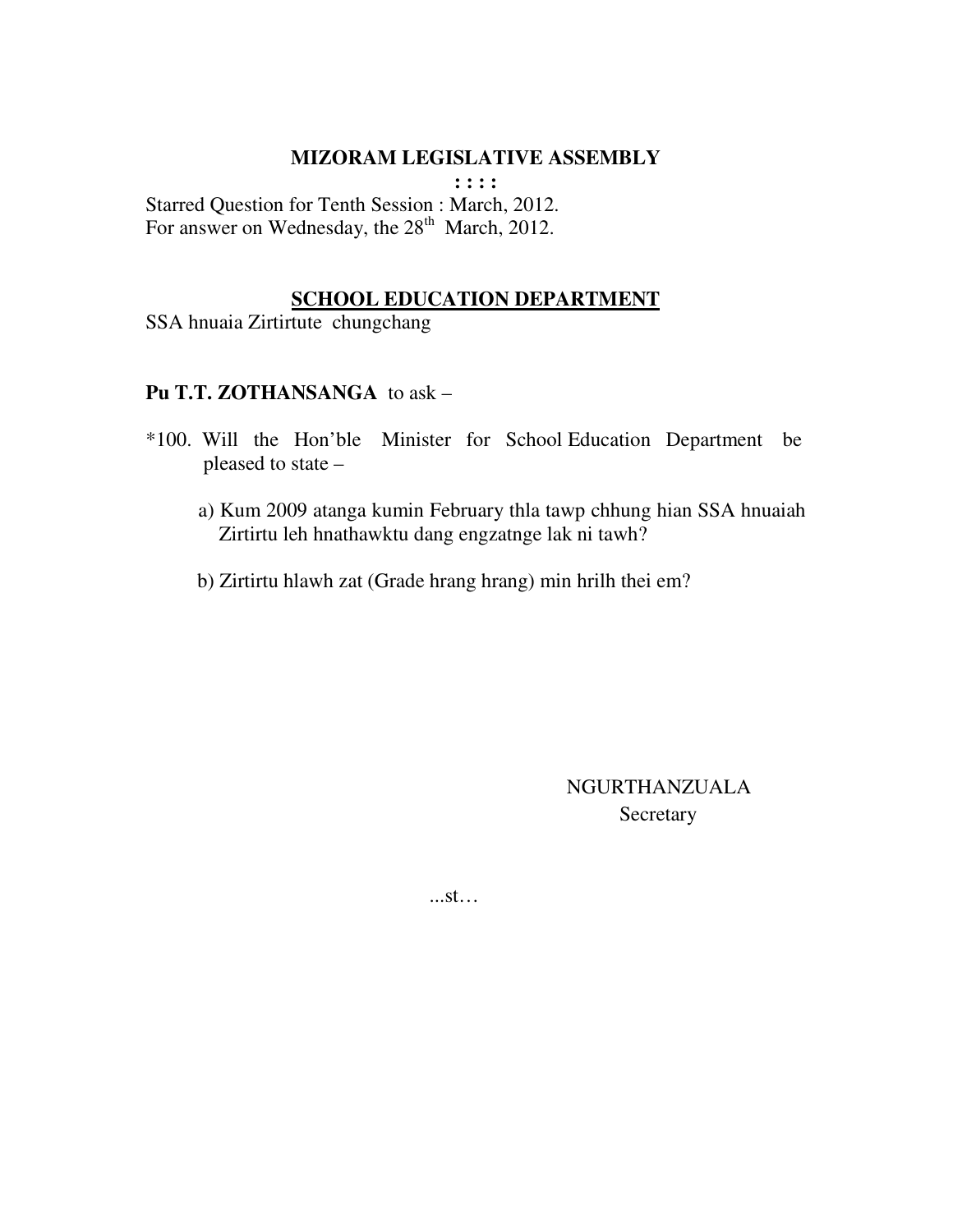**MIZORAM LEGISLATIVE ASSEMBLY**

**: : : :**

Starred Question for Tenth Session : March, 2012.
For answer on Wednesday, the 28th March, 2012.

**SCHOOL EDUCATION DEPARTMENT**

SSA hnuaia Zirtirtute chungchang

**Pu T.T. ZOTHANSANGA** to ask –

*100. Will the Hon'ble Minister for School Education Department be pleased to state –

a) Kum 2009 atanga kumin February thla tawp chhung hian SSA hnuaiah Zirtirtu leh hnathawktu dang engzatnge lak ni tawh?

b) Zirtirtu hlawh zat (Grade hrang hrang) min hrilh thei em?

NGURTHANZUALA
Secretary

...st…